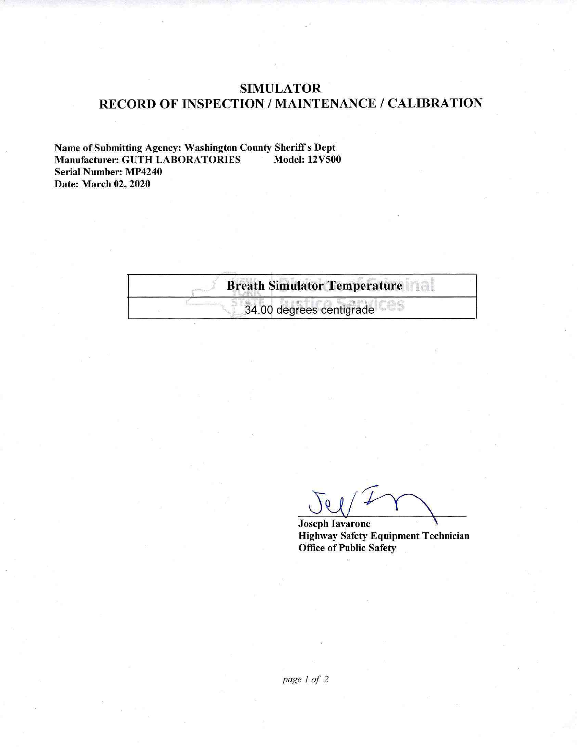# SIMULATOR
# RECORD OF INSPECTION / MAINTENANCE / CALIBRATION

**Name of Submitting Agency: Washington County Sheriff's Dept**
**Manufacturer: GUTH LABORATORIES Model: 12V500**
**Serial Number: MP4240**
**Date: March 02, 2020**

| **Breath Simulator Temperature** |
| --- |
| 34.00 degrees centigrade |

**Joseph Iavarone**
**Highway Safety Equipment Technician**
**Office of Public Safety**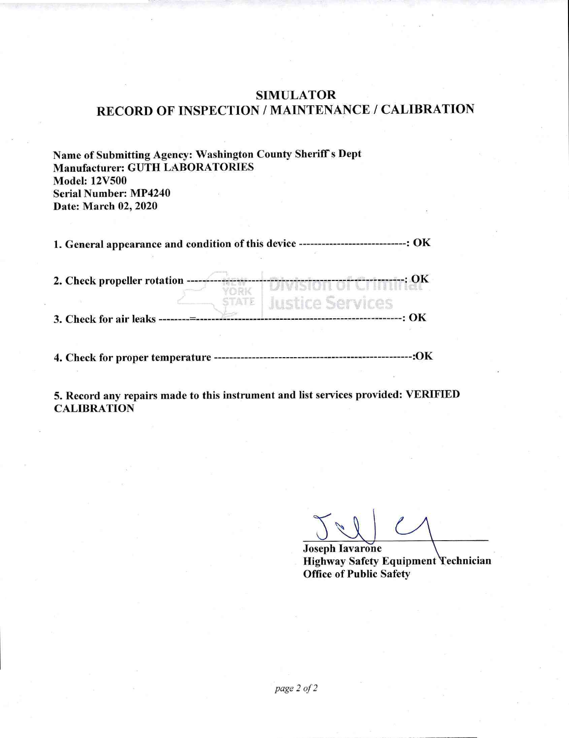# SIMULATOR
## RECORD OF INSPECTION / MAINTENANCE / CALIBRATION

**Name of Submitting Agency: Washington County Sheriff s Dept**
**Manufacturer: GUTH LABORATORIES**
**Model: 12V500**
**Serial Number: MP4240**
**Date: March 02, 2020**

**1. General appearance and condition of this device ----------------------------: OK**

**2. Check propeller rotation -------------------------------------------------------: OK**

**3. Check for air leaks --------=-----------------------------------------------------: OK**

**4. Check for proper temperature ----------------------------------------------------:OK**

**5. Record any repairs made to this instrument and list services provided: VERIFIED CALIBRATION**

**Joseph Iavarone**
**Highway Safety Equipment Technician**
**Office of Public Safety**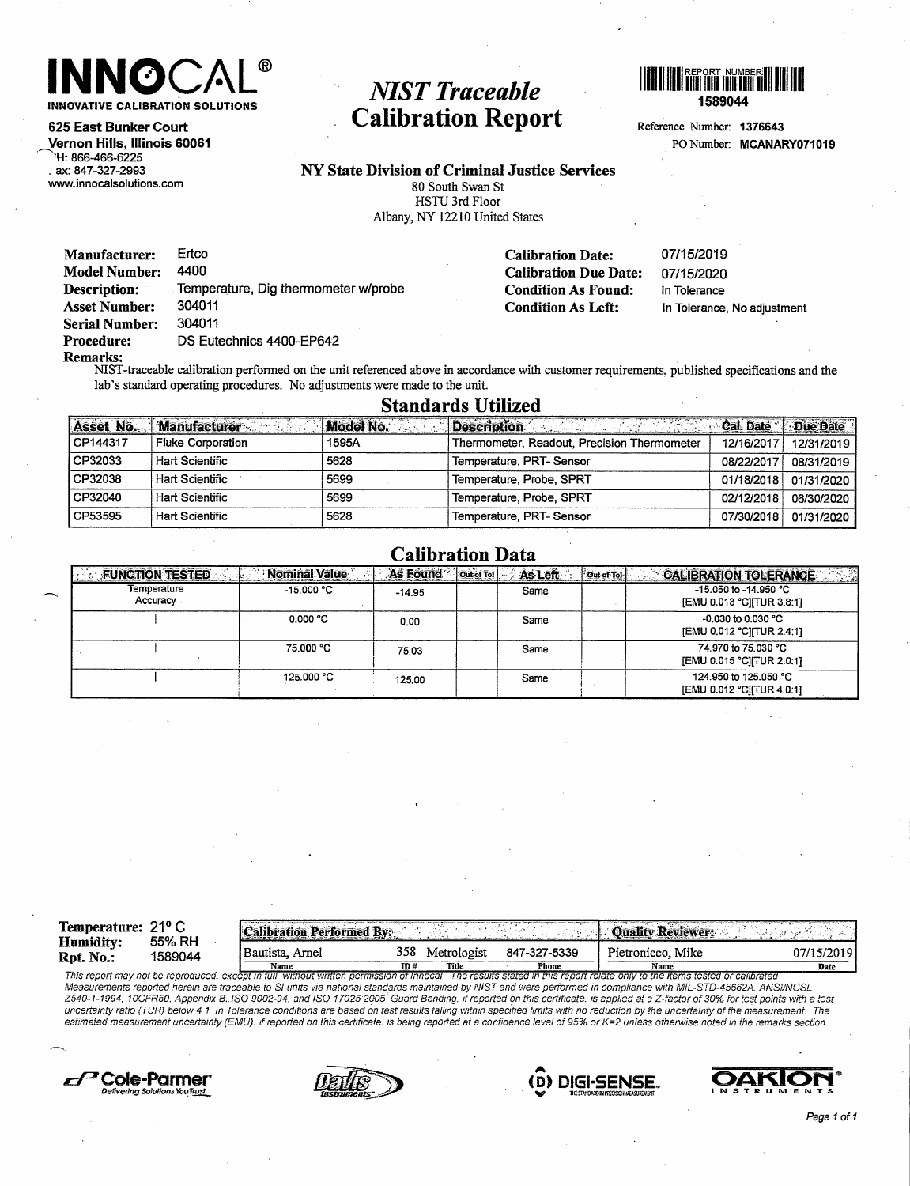# INNOCAL®

**INNOVATIVE CALIBRATION SOLUTIONS**

**625 East Bunker Court**
**Vernon Hills, Illinois 60061**
PH: 866-466-6225
Fax: 847-327-2993
www.innocalsolutions.com

# *NIST Traceable* Calibration Report

REPORT NUMBER
**1589044**

Reference Number: **1376643**
PO Number: **MCANARY071019**

**NY State Division of Criminal Justice Services**
80 South Swan St
HSTU 3rd Floor
Albany, NY 12210 United States

**Manufacturer:** Ertco
**Model Number:** 4400
**Description:** Temperature, Dig thermometer w/probe
**Asset Number:** 304011
**Serial Number:** 304011
**Procedure:** DS Eutechnics 4400-EP642

**Calibration Date:** 07/15/2019
**Calibration Due Date:** 07/15/2020
**Condition As Found:** In Tolerance
**Condition As Left:** In Tolerance, No adjustment

**Remarks:**
NIST-traceable calibration performed on the unit referenced above in accordance with customer requirements, published specifications and the lab's standard operating procedures. No adjustments were made to the unit.

## Standards Utilized

| Asset No. | Manufacturer | Model No. | Description | Cal. Date | Due Date |
|---|---|---|---|---|---|
| CP144317 | Fluke Corporation | 1595A | Thermometer, Readout, Precision Thermometer | 12/16/2017 | 12/31/2019 |
| CP32033 | Hart Scientific | 5628 | Temperature, PRT- Sensor | 08/22/2017 | 08/31/2019 |
| CP32038 | Hart Scientific | 5699 | Temperature, Probe, SPRT | 01/18/2018 | 01/31/2020 |
| CP32040 | Hart Scientific | 5699 | Temperature, Probe, SPRT | 02/12/2018 | 06/30/2020 |
| CP53595 | Hart Scientific | 5628 | Temperature, PRT- Sensor | 07/30/2018 | 01/31/2020 |

## Calibration Data

| FUNCTION TESTED | Nominal Value | As Found | Out of Tol | As Left | Out of Tol | CALIBRATION TOLERANCE |
|---|---|---|---|---|---|---|
| Temperature Accuracy | -15.000 °C | -14.95 | | Same | | -15.050 to -14.950 °C [EMU 0.013 °C][TUR 3.8:1] |
| \| | 0.000 °C | 0.00 | | Same | | -0.030 to 0.030 °C [EMU 0.012 °C][TUR 2.4:1] |
| \| | 75.000 °C | 75.03 | | Same | | 74.970 to 75.030 °C [EMU 0.015 °C][TUR 2.0:1] |
| \| | 125.000 °C | 125.00 | | Same | | 124.950 to 125.050 °C [EMU 0.012 °C][TUR 4.0:1] |

**Temperature:** 21° C
**Humidity:** 55% RH
**Rpt. No.:** 1589044

| Calibration Performed By: | | | | Quality Reviewer: | |
|---|---|---|---|---|---|
| Bautista, Arnel | 358 | Metrologist | 847-327-5339 | Pietronicco, Mike | 07/15/2019 |
| Name | ID # | Title | Phone | Name | Date |

*This report may not be reproduced, except in full, without written permission of Innocal. The results stated in this report relate only to the items tested or calibrated. Measurements reported herein are traceable to SI units via national standards maintained by NIST and were performed in compliance with MIL-STD-45662A, ANSI/NCSL Z540-1-1994, 10CFR50, Appendix B., ISO 9002-94, and ISO 17025:2005. Guard Banding, if reported on this certificate, is applied at a Z-factor of 30% for test points with a test uncertainty ratio (TUR) below 4:1. In Tolerance conditions are based on test results falling within specified limits with no reduction by the uncertainty of the measurement. The estimated measurement uncertainty (EMU), if reported on this certificate, is being reported at a confidence level of 95% or K=2 unless otherwise noted in the remarks section.*

Cole-Parmer — Delivering Solutions You Trust | Davis Instruments | DIGI-SENSE — The Standard in Precision Measurement | OAKTON INSTRUMENTS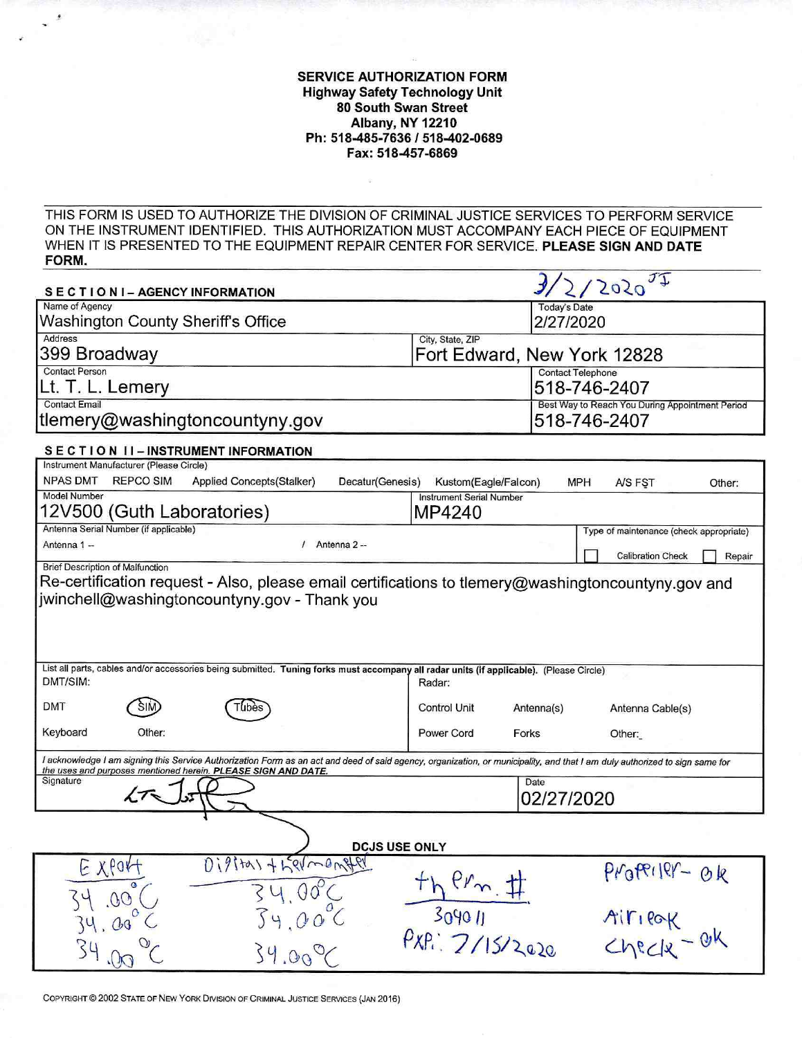**SERVICE AUTHORIZATION FORM**
**Highway Safety Technology Unit**
**80 South Swan Street**
**Albany, NY 12210**
**Ph: 518-485-7636 / 518-402-0689**
**Fax: 518-457-6869**

THIS FORM IS USED TO AUTHORIZE THE DIVISION OF CRIMINAL JUSTICE SERVICES TO PERFORM SERVICE ON THE INSTRUMENT IDENTIFIED. THIS AUTHORIZATION MUST ACCOMPANY EACH PIECE OF EQUIPMENT WHEN IT IS PRESENTED TO THE EQUIPMENT REPAIR CENTER FOR SERVICE. **PLEASE SIGN AND DATE FORM.**

## SECTION I – AGENCY INFORMATION

3/2/2020 JJ

| | | |
|---|---|---|
| Name of Agency: Washington County Sheriff's Office | | Today's Date: 2/27/2020 |
| Address: 399 Broadway | City, State, ZIP: Fort Edward, New York 12828 | |
| Contact Person: Lt. T. L. Lemery | | Contact Telephone: 518-746-2407 |
| Contact Email: tlemery@washingtoncountyny.gov | | Best Way to Reach You During Appointment Period: 518-746-2407 |

## SECTION II – INSTRUMENT INFORMATION

Instrument Manufacturer (Please Circle)

NPAS DMT REPCO SIM Applied Concepts(Stalker) Decatur(Genesis) Kustom(Eagle/Falcon) MPH A/S FST Other:

| | |
|---|---|
| Model Number: 12V500 (Guth Laboratories) | Instrument Serial Number: MP4240 |
| Antenna Serial Number (if applicable): Antenna 1 -- / Antenna 2 -- | Type of maintenance (check appropriate): ☐ Calibration Check ☐ Repair |

Brief Description of Malfunction

Re-certification request - Also, please email certifications to tlemery@washingtoncountyny.gov and jwinchell@washingtoncountyny.gov - Thank you

List all parts, cables and/or accessories being submitted. **Tuning forks must accompany all radar units (if applicable).** (Please Circle)

| DMT/SIM: | | | Radar: | | |
|---|---|---|---|---|---|
| DMT | (SIM) | (Tubes) | Control Unit | Antenna(s) | Antenna Cable(s) |
| Keyboard | Other: | | Power Cord | Forks | Other:_ |

*I acknowledge I am signing this Service Authorization Form as an act and deed of said agency, organization, or municipality, and that I am duly authorized to sign same for the uses and purposes mentioned herein.* ***PLEASE SIGN AND DATE.***

Signature: LT [signature]

Date: 02/27/2020

**DCJS USE ONLY**

| Export | Digital thermometer | therm. # | |
|---|---|---|---|
| 34.00°C | 34.00°C | 309011 | Propeller - ok |
| 34.00°C | 34.00°C | exp.: 7/15/2020 | Air leak check - ok |
| 34.00°C | 34.00°C | | |

COPYRIGHT © 2002 STATE OF NEW YORK DIVISION OF CRIMINAL JUSTICE SERVICES (JAN 2016)